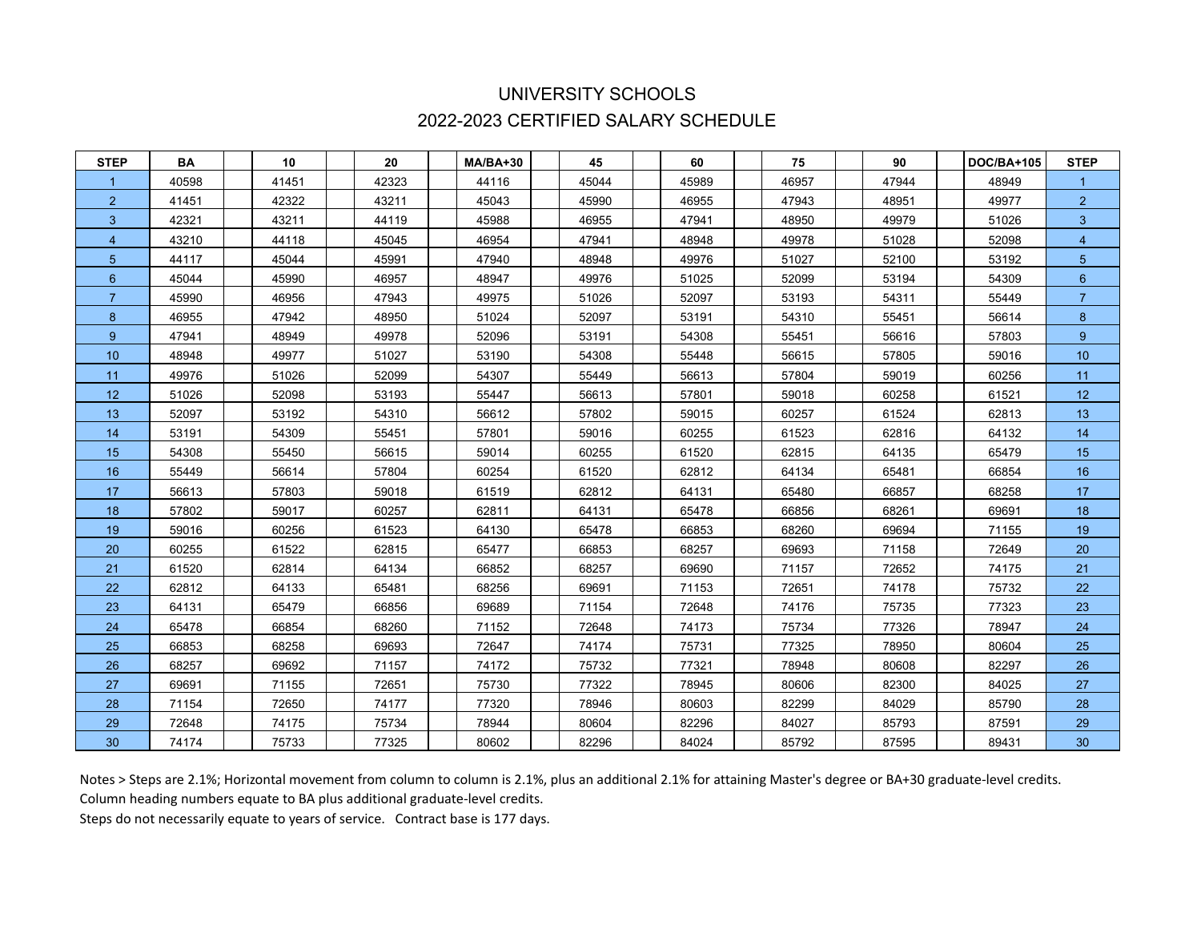# UNIVERSITY SCHOOLS

## 2022-2023 CERTIFIED SALARY SCHEDULE

| STEP | BA | 10 | 20 | MA/BA+30 | 45 | 60 | 75 | 90 | DOC/BA+105 | STEP |
|---|---|---|---|---|---|---|---|---|---|---|
| 1 | 40598 | 41451 | 42323 | 44116 | 45044 | 45989 | 46957 | 47944 | 48949 | 1 |
| 2 | 41451 | 42322 | 43211 | 45043 | 45990 | 46955 | 47943 | 48951 | 49977 | 2 |
| 3 | 42321 | 43211 | 44119 | 45988 | 46955 | 47941 | 48950 | 49979 | 51026 | 3 |
| 4 | 43210 | 44118 | 45045 | 46954 | 47941 | 48948 | 49978 | 51028 | 52098 | 4 |
| 5 | 44117 | 45044 | 45991 | 47940 | 48948 | 49976 | 51027 | 52100 | 53192 | 5 |
| 6 | 45044 | 45990 | 46957 | 48947 | 49976 | 51025 | 52099 | 53194 | 54309 | 6 |
| 7 | 45990 | 46956 | 47943 | 49975 | 51026 | 52097 | 53193 | 54311 | 55449 | 7 |
| 8 | 46955 | 47942 | 48950 | 51024 | 52097 | 53191 | 54310 | 55451 | 56614 | 8 |
| 9 | 47941 | 48949 | 49978 | 52096 | 53191 | 54308 | 55451 | 56616 | 57803 | 9 |
| 10 | 48948 | 49977 | 51027 | 53190 | 54308 | 55448 | 56615 | 57805 | 59016 | 10 |
| 11 | 49976 | 51026 | 52099 | 54307 | 55449 | 56613 | 57804 | 59019 | 60256 | 11 |
| 12 | 51026 | 52098 | 53193 | 55447 | 56613 | 57801 | 59018 | 60258 | 61521 | 12 |
| 13 | 52097 | 53192 | 54310 | 56612 | 57802 | 59015 | 60257 | 61524 | 62813 | 13 |
| 14 | 53191 | 54309 | 55451 | 57801 | 59016 | 60255 | 61523 | 62816 | 64132 | 14 |
| 15 | 54308 | 55450 | 56615 | 59014 | 60255 | 61520 | 62815 | 64135 | 65479 | 15 |
| 16 | 55449 | 56614 | 57804 | 60254 | 61520 | 62812 | 64134 | 65481 | 66854 | 16 |
| 17 | 56613 | 57803 | 59018 | 61519 | 62812 | 64131 | 65480 | 66857 | 68258 | 17 |
| 18 | 57802 | 59017 | 60257 | 62811 | 64131 | 65478 | 66856 | 68261 | 69691 | 18 |
| 19 | 59016 | 60256 | 61523 | 64130 | 65478 | 66853 | 68260 | 69694 | 71155 | 19 |
| 20 | 60255 | 61522 | 62815 | 65477 | 66853 | 68257 | 69693 | 71158 | 72649 | 20 |
| 21 | 61520 | 62814 | 64134 | 66852 | 68257 | 69690 | 71157 | 72652 | 74175 | 21 |
| 22 | 62812 | 64133 | 65481 | 68256 | 69691 | 71153 | 72651 | 74178 | 75732 | 22 |
| 23 | 64131 | 65479 | 66856 | 69689 | 71154 | 72648 | 74176 | 75735 | 77323 | 23 |
| 24 | 65478 | 66854 | 68260 | 71152 | 72648 | 74173 | 75734 | 77326 | 78947 | 24 |
| 25 | 66853 | 68258 | 69693 | 72647 | 74174 | 75731 | 77325 | 78950 | 80604 | 25 |
| 26 | 68257 | 69692 | 71157 | 74172 | 75732 | 77321 | 78948 | 80608 | 82297 | 26 |
| 27 | 69691 | 71155 | 72651 | 75730 | 77322 | 78945 | 80606 | 82300 | 84025 | 27 |
| 28 | 71154 | 72650 | 74177 | 77320 | 78946 | 80603 | 82299 | 84029 | 85790 | 28 |
| 29 | 72648 | 74175 | 75734 | 78944 | 80604 | 82296 | 84027 | 85793 | 87591 | 29 |
| 30 | 74174 | 75733 | 77325 | 80602 | 82296 | 84024 | 85792 | 87595 | 89431 | 30 |

Notes > Steps are 2.1%; Horizontal movement from column to column is 2.1%, plus an additional 2.1% for attaining Master's degree or BA+30 graduate-level credits.
Column heading numbers equate to BA plus additional graduate-level credits.
Steps do not necessarily equate to years of service. Contract base is 177 days.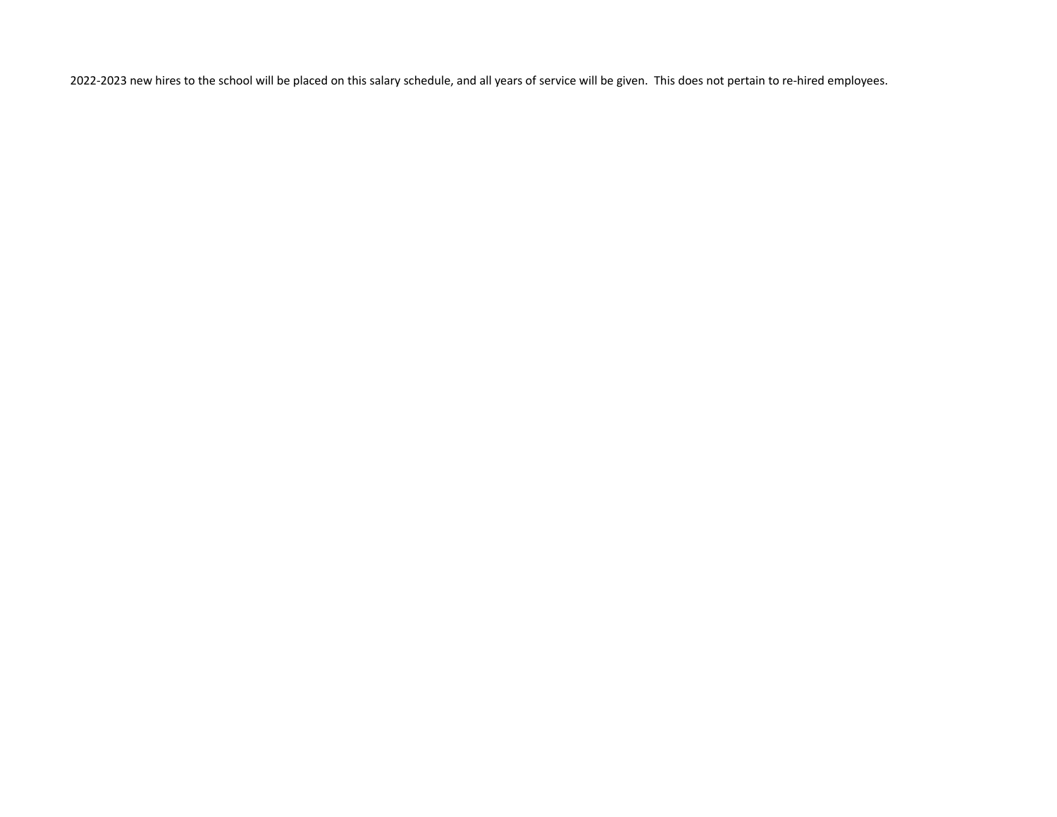2022-2023 new hires to the school will be placed on this salary schedule, and all years of service will be given. This does not pertain to re-hired employees.